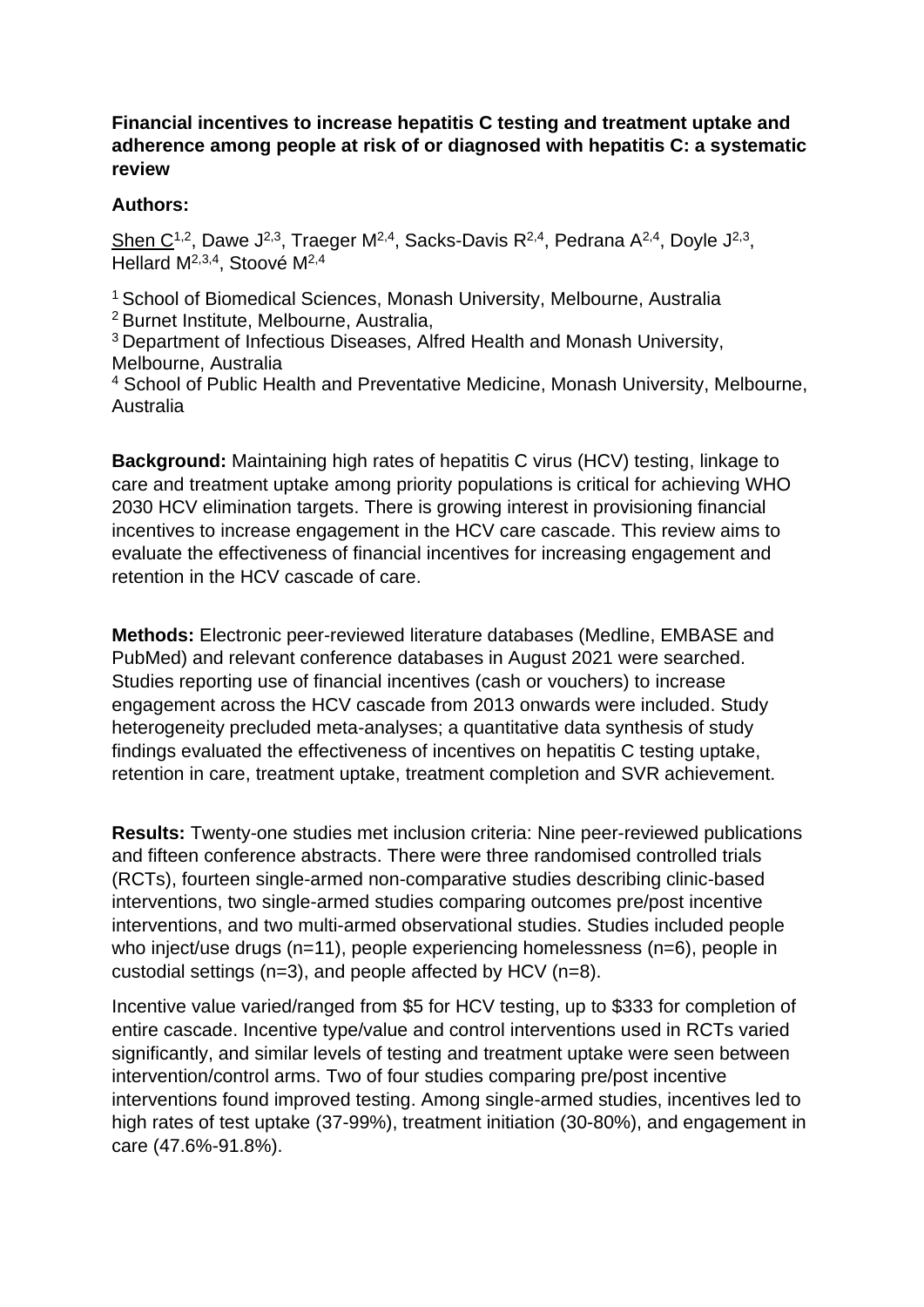**Financial incentives to increase hepatitis C testing and treatment uptake and adherence among people at risk of or diagnosed with hepatitis C: a systematic review**

**Authors:**

Shen C[1,2], Dawe J[2,3], Traeger M[2,4], Sacks-Davis R[2,4], Pedrana A[2,4], Doyle J[2,3], Hellard M[2,3,4], Stoové M[2,4]

[1] School of Biomedical Sciences, Monash University, Melbourne, Australia
[2] Burnet Institute, Melbourne, Australia,
[3] Department of Infectious Diseases, Alfred Health and Monash University, Melbourne, Australia
[4] School of Public Health and Preventative Medicine, Monash University, Melbourne, Australia

**Background:** Maintaining high rates of hepatitis C virus (HCV) testing, linkage to care and treatment uptake among priority populations is critical for achieving WHO 2030 HCV elimination targets. There is growing interest in provisioning financial incentives to increase engagement in the HCV care cascade. This review aims to evaluate the effectiveness of financial incentives for increasing engagement and retention in the HCV cascade of care.

**Methods:** Electronic peer-reviewed literature databases (Medline, EMBASE and PubMed) and relevant conference databases in August 2021 were searched. Studies reporting use of financial incentives (cash or vouchers) to increase engagement across the HCV cascade from 2013 onwards were included. Study heterogeneity precluded meta-analyses; a quantitative data synthesis of study findings evaluated the effectiveness of incentives on hepatitis C testing uptake, retention in care, treatment uptake, treatment completion and SVR achievement.

**Results:** Twenty-one studies met inclusion criteria: Nine peer-reviewed publications and fifteen conference abstracts. There were three randomised controlled trials (RCTs), fourteen single-armed non-comparative studies describing clinic-based interventions, two single-armed studies comparing outcomes pre/post incentive interventions, and two multi-armed observational studies. Studies included people who inject/use drugs (n=11), people experiencing homelessness (n=6), people in custodial settings (n=3), and people affected by HCV (n=8).

Incentive value varied/ranged from $5 for HCV testing, up to $333 for completion of entire cascade. Incentive type/value and control interventions used in RCTs varied significantly, and similar levels of testing and treatment uptake were seen between intervention/control arms. Two of four studies comparing pre/post incentive interventions found improved testing. Among single-armed studies, incentives led to high rates of test uptake (37-99%), treatment initiation (30-80%), and engagement in care (47.6%-91.8%).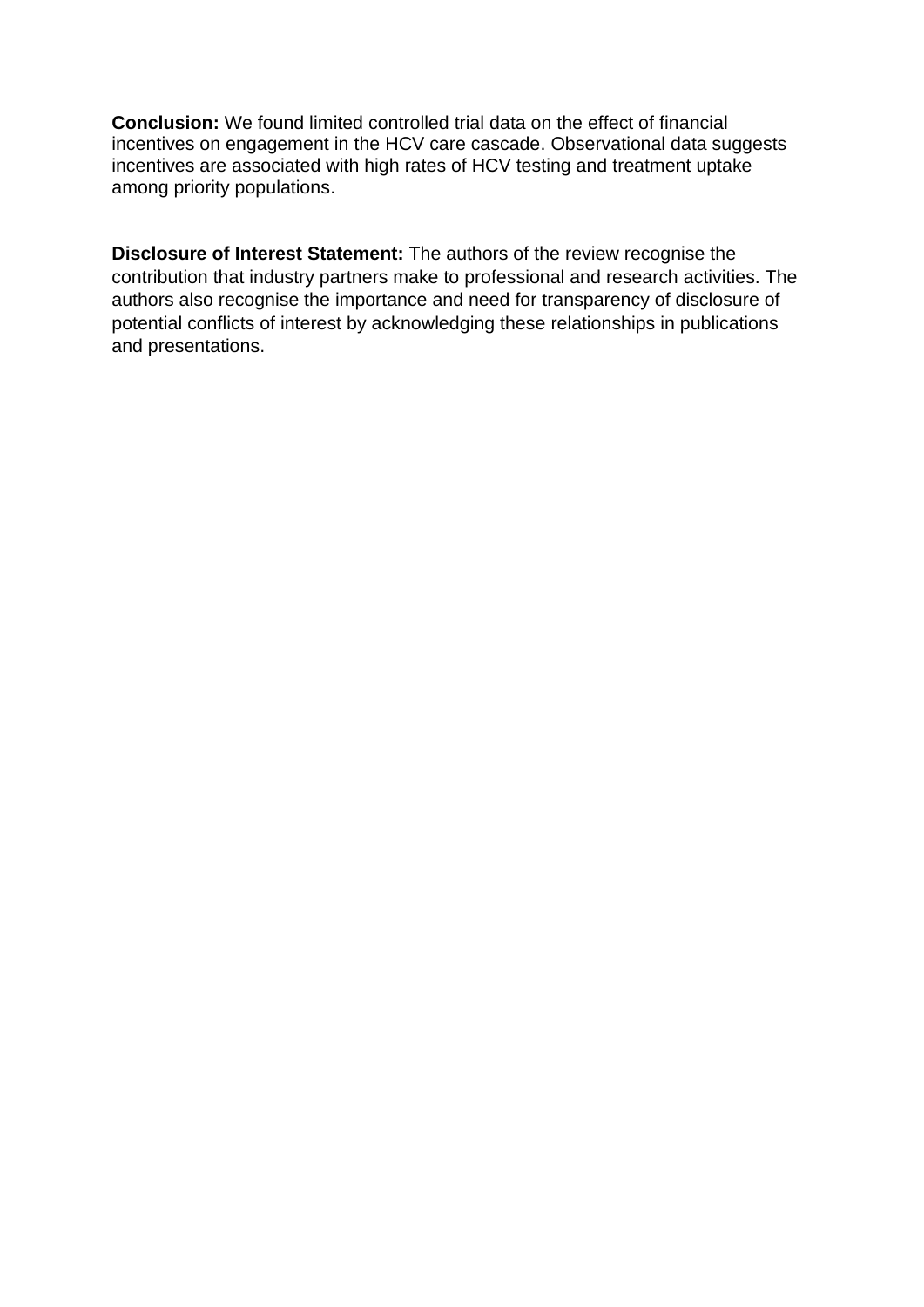**Conclusion:** We found limited controlled trial data on the effect of financial incentives on engagement in the HCV care cascade. Observational data suggests incentives are associated with high rates of HCV testing and treatment uptake among priority populations.

**Disclosure of Interest Statement:** The authors of the review recognise the contribution that industry partners make to professional and research activities. The authors also recognise the importance and need for transparency of disclosure of potential conflicts of interest by acknowledging these relationships in publications and presentations.